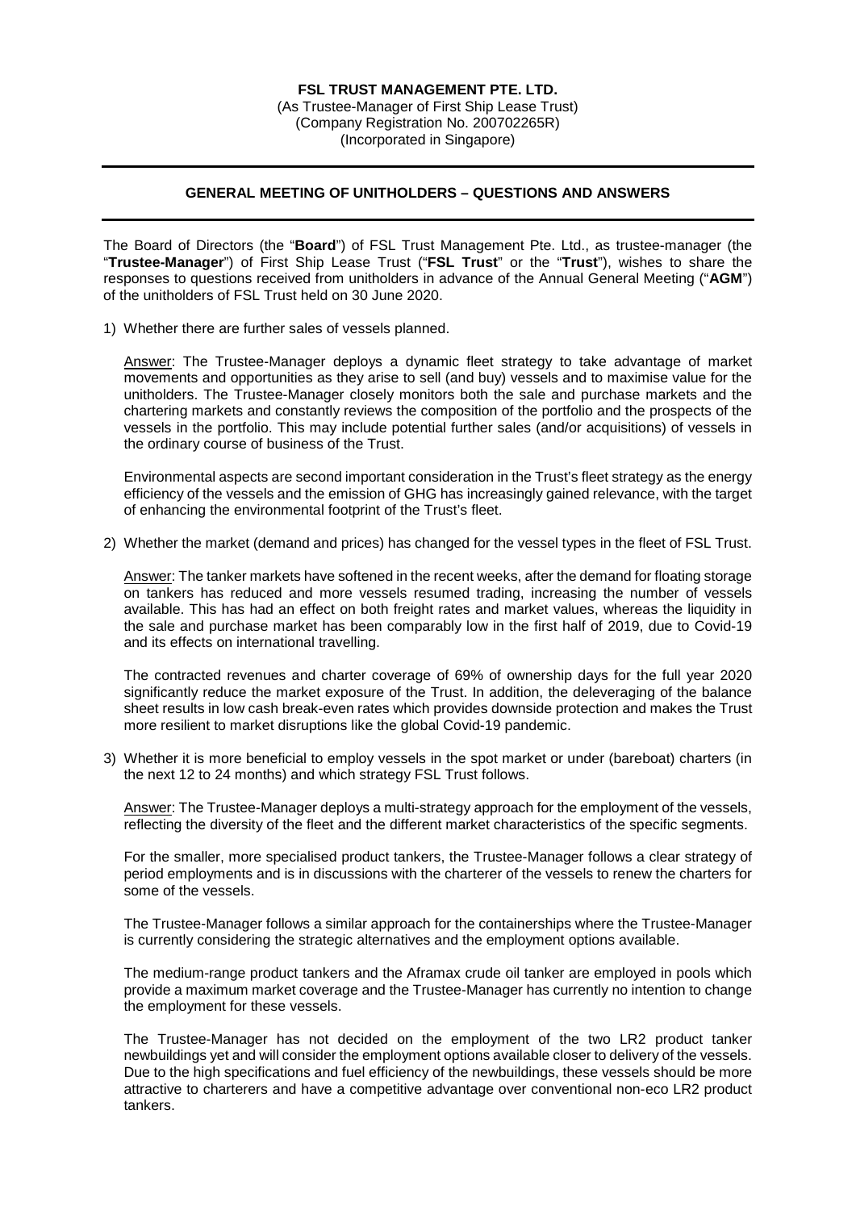**FSL TRUST MANAGEMENT PTE. LTD.**
(As Trustee-Manager of First Ship Lease Trust)
(Company Registration No. 200702265R)
(Incorporated in Singapore)

---

## GENERAL MEETING OF UNITHOLDERS – QUESTIONS AND ANSWERS

---

The Board of Directors (the "**Board**") of FSL Trust Management Pte. Ltd., as trustee-manager (the "**Trustee-Manager**") of First Ship Lease Trust ("**FSL Trust**" or the "**Trust**"), wishes to share the responses to questions received from unitholders in advance of the Annual General Meeting ("**AGM**") of the unitholders of FSL Trust held on 30 June 2020.

1) Whether there are further sales of vessels planned.

   Answer: The Trustee-Manager deploys a dynamic fleet strategy to take advantage of market movements and opportunities as they arise to sell (and buy) vessels and to maximise value for the unitholders. The Trustee-Manager closely monitors both the sale and purchase markets and the chartering markets and constantly reviews the composition of the portfolio and the prospects of the vessels in the portfolio. This may include potential further sales (and/or acquisitions) of vessels in the ordinary course of business of the Trust.

   Environmental aspects are second important consideration in the Trust's fleet strategy as the energy efficiency of the vessels and the emission of GHG has increasingly gained relevance, with the target of enhancing the environmental footprint of the Trust's fleet.

2) Whether the market (demand and prices) has changed for the vessel types in the fleet of FSL Trust.

   Answer: The tanker markets have softened in the recent weeks, after the demand for floating storage on tankers has reduced and more vessels resumed trading, increasing the number of vessels available. This has had an effect on both freight rates and market values, whereas the liquidity in the sale and purchase market has been comparably low in the first half of 2019, due to Covid-19 and its effects on international travelling.

   The contracted revenues and charter coverage of 69% of ownership days for the full year 2020 significantly reduce the market exposure of the Trust. In addition, the deleveraging of the balance sheet results in low cash break-even rates which provides downside protection and makes the Trust more resilient to market disruptions like the global Covid-19 pandemic.

3) Whether it is more beneficial to employ vessels in the spot market or under (bareboat) charters (in the next 12 to 24 months) and which strategy FSL Trust follows.

   Answer: The Trustee-Manager deploys a multi-strategy approach for the employment of the vessels, reflecting the diversity of the fleet and the different market characteristics of the specific segments.

   For the smaller, more specialised product tankers, the Trustee-Manager follows a clear strategy of period employments and is in discussions with the charterer of the vessels to renew the charters for some of the vessels.

   The Trustee-Manager follows a similar approach for the containerships where the Trustee-Manager is currently considering the strategic alternatives and the employment options available.

   The medium-range product tankers and the Aframax crude oil tanker are employed in pools which provide a maximum market coverage and the Trustee-Manager has currently no intention to change the employment for these vessels.

   The Trustee-Manager has not decided on the employment of the two LR2 product tanker newbuildings yet and will consider the employment options available closer to delivery of the vessels. Due to the high specifications and fuel efficiency of the newbuildings, these vessels should be more attractive to charterers and have a competitive advantage over conventional non-eco LR2 product tankers.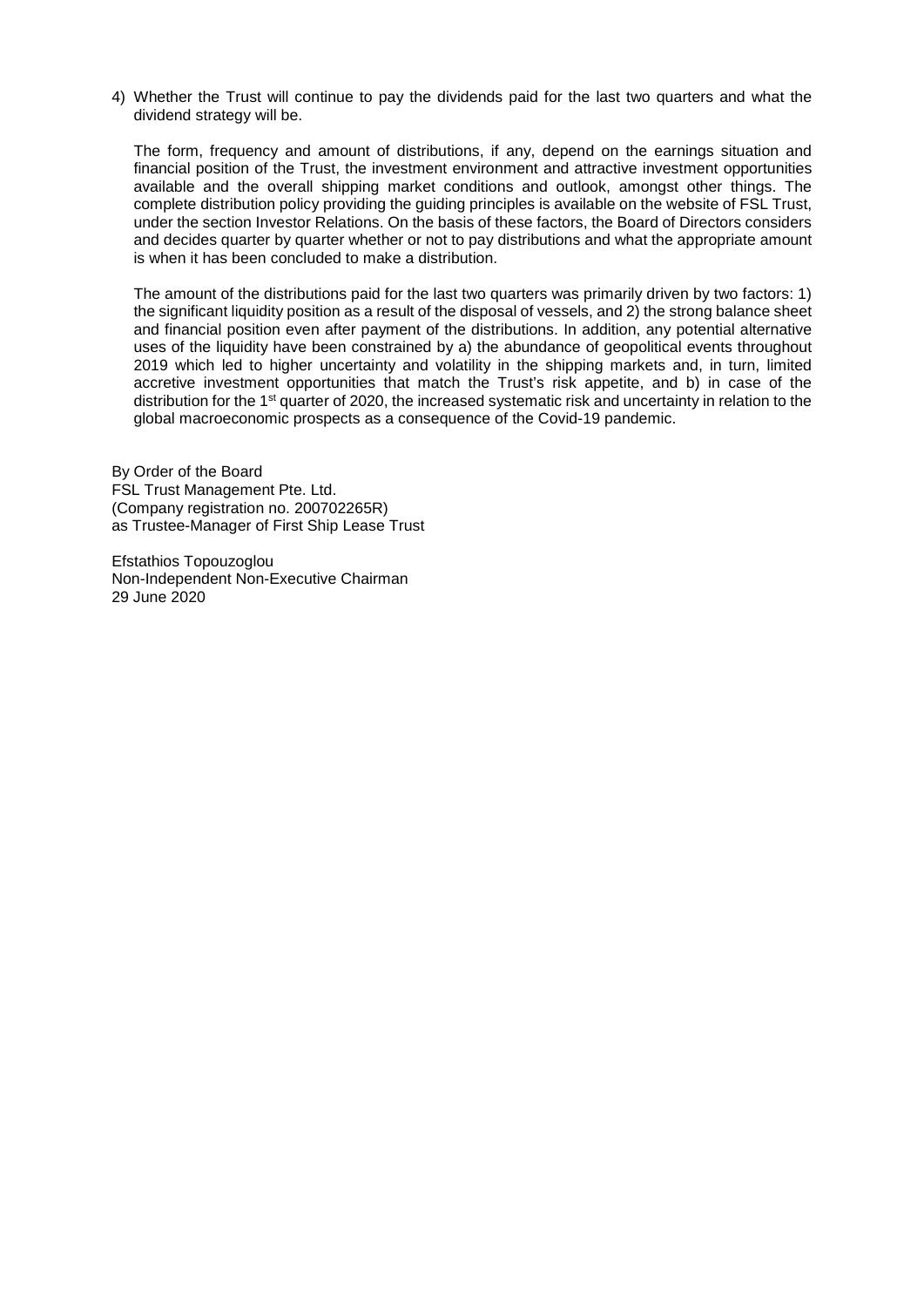4) Whether the Trust will continue to pay the dividends paid for the last two quarters and what the dividend strategy will be.

   The form, frequency and amount of distributions, if any, depend on the earnings situation and financial position of the Trust, the investment environment and attractive investment opportunities available and the overall shipping market conditions and outlook, amongst other things. The complete distribution policy providing the guiding principles is available on the website of FSL Trust, under the section Investor Relations. On the basis of these factors, the Board of Directors considers and decides quarter by quarter whether or not to pay distributions and what the appropriate amount is when it has been concluded to make a distribution.

   The amount of the distributions paid for the last two quarters was primarily driven by two factors: 1) the significant liquidity position as a result of the disposal of vessels, and 2) the strong balance sheet and financial position even after payment of the distributions. In addition, any potential alternative uses of the liquidity have been constrained by a) the abundance of geopolitical events throughout 2019 which led to higher uncertainty and volatility in the shipping markets and, in turn, limited accretive investment opportunities that match the Trust's risk appetite, and b) in case of the distribution for the 1st quarter of 2020, the increased systematic risk and uncertainty in relation to the global macroeconomic prospects as a consequence of the Covid-19 pandemic.

By Order of the Board
FSL Trust Management Pte. Ltd.
(Company registration no. 200702265R)
as Trustee-Manager of First Ship Lease Trust

Efstathios Topouzoglou
Non-Independent Non-Executive Chairman
29 June 2020